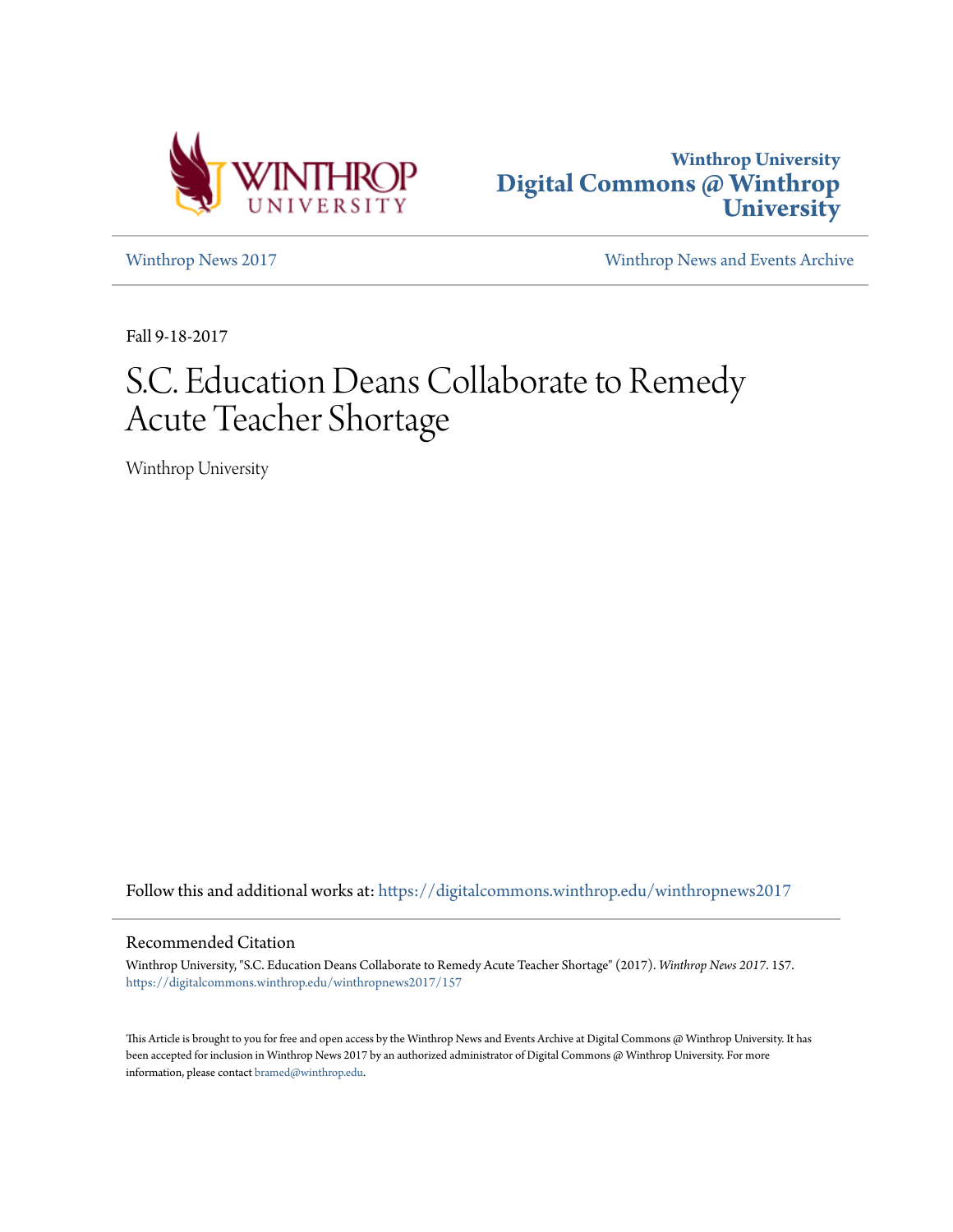Winthrop University
**Digital Commons @ Winthrop University**

[Winthrop News 2017](https://digitalcommons.winthrop.edu/winthropnews2017) | [Winthrop News and Events Archive](https://digitalcommons.winthrop.edu/winthropnews)

Fall 9-18-2017

# S.C. Education Deans Collaborate to Remedy Acute Teacher Shortage

Winthrop University

Follow this and additional works at: https://digitalcommons.winthrop.edu/winthropnews2017

## Recommended Citation

Winthrop University, "S.C. Education Deans Collaborate to Remedy Acute Teacher Shortage" (2017). *Winthrop News 2017*. 157.
https://digitalcommons.winthrop.edu/winthropnews2017/157

This Article is brought to you for free and open access by the Winthrop News and Events Archive at Digital Commons @ Winthrop University. It has been accepted for inclusion in Winthrop News 2017 by an authorized administrator of Digital Commons @ Winthrop University. For more information, please contact bramed@winthrop.edu.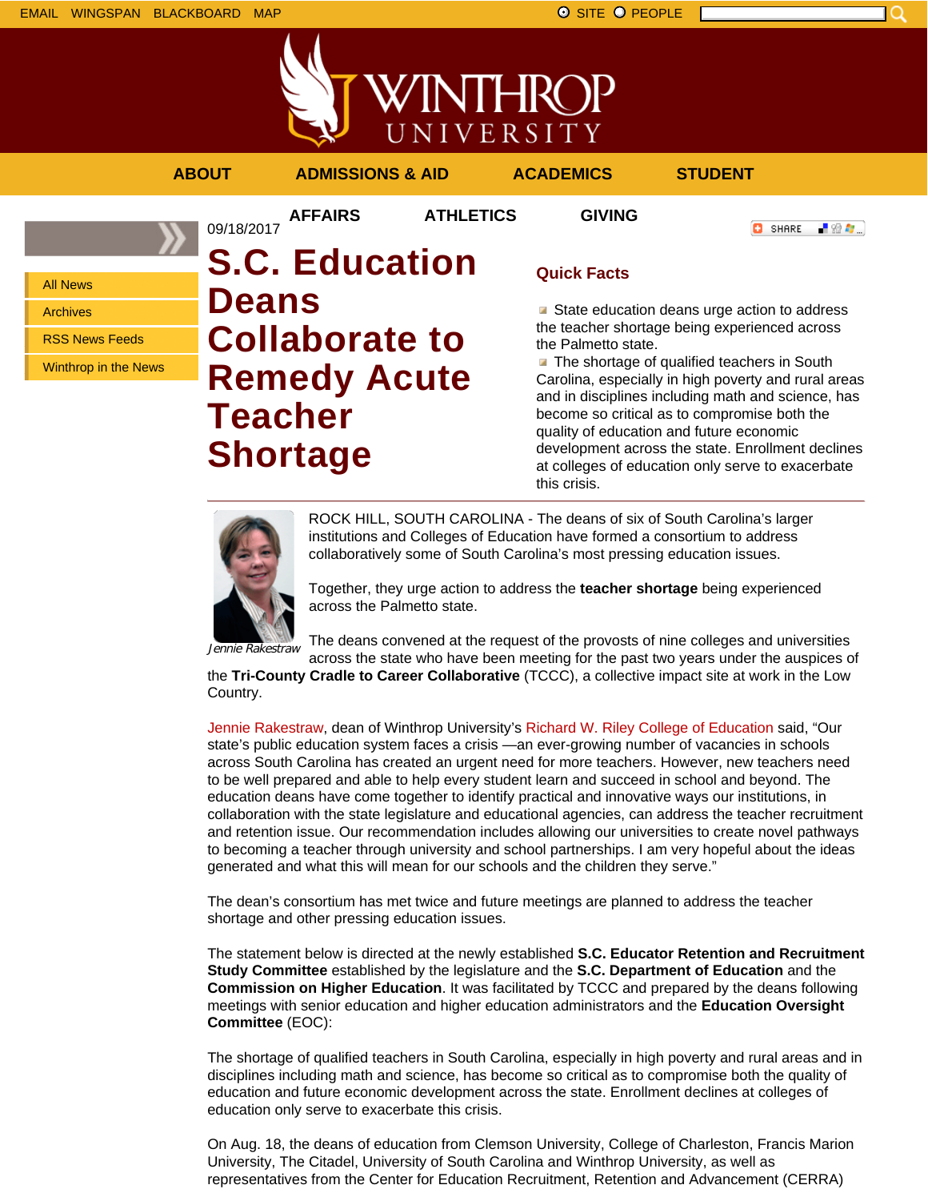EMAIL WINGSPAN BLACKBOARD MAP

SITE PEOPLE

WINTHROP UNIVERSITY

ABOUT ADMISSIONS & AID ACADEMICS STUDENT AFFAIRS ATHLETICS GIVING

- All News
- Archives
- RSS News Feeds
- Winthrop in the News

09/18/2017

# S.C. Education Deans Collaborate to Remedy Acute Teacher Shortage

SHARE

## Quick Facts

- State education deans urge action to address the teacher shortage being experienced across the Palmetto state.
- The shortage of qualified teachers in South Carolina, especially in high poverty and rural areas and in disciplines including math and science, has become so critical as to compromise both the quality of education and future economic development across the state. Enrollment declines at colleges of education only serve to exacerbate this crisis.

*Jennie Rakestraw*

ROCK HILL, SOUTH CAROLINA - The deans of six of South Carolina's larger institutions and Colleges of Education have formed a consortium to address collaboratively some of South Carolina's most pressing education issues.

Together, they urge action to address the **teacher shortage** being experienced across the Palmetto state.

The deans convened at the request of the provosts of nine colleges and universities across the state who have been meeting for the past two years under the auspices of the **Tri-County Cradle to Career Collaborative** (TCCC), a collective impact site at work in the Low Country.

Jennie Rakestraw, dean of Winthrop University's Richard W. Riley College of Education said, "Our state's public education system faces a crisis —an ever-growing number of vacancies in schools across South Carolina has created an urgent need for more teachers. However, new teachers need to be well prepared and able to help every student learn and succeed in school and beyond. The education deans have come together to identify practical and innovative ways our institutions, in collaboration with the state legislature and educational agencies, can address the teacher recruitment and retention issue. Our recommendation includes allowing our universities to create novel pathways to becoming a teacher through university and school partnerships. I am very hopeful about the ideas generated and what this will mean for our schools and the children they serve."

The dean's consortium has met twice and future meetings are planned to address the teacher shortage and other pressing education issues.

The statement below is directed at the newly established **S.C. Educator Retention and Recruitment Study Committee** established by the legislature and the **S.C. Department of Education** and the **Commission on Higher Education**. It was facilitated by TCCC and prepared by the deans following meetings with senior education and higher education administrators and the **Education Oversight Committee** (EOC):

The shortage of qualified teachers in South Carolina, especially in high poverty and rural areas and in disciplines including math and science, has become so critical as to compromise both the quality of education and future economic development across the state. Enrollment declines at colleges of education only serve to exacerbate this crisis.

On Aug. 18, the deans of education from Clemson University, College of Charleston, Francis Marion University, The Citadel, University of South Carolina and Winthrop University, as well as representatives from the Center for Education Recruitment, Retention and Advancement (CERRA)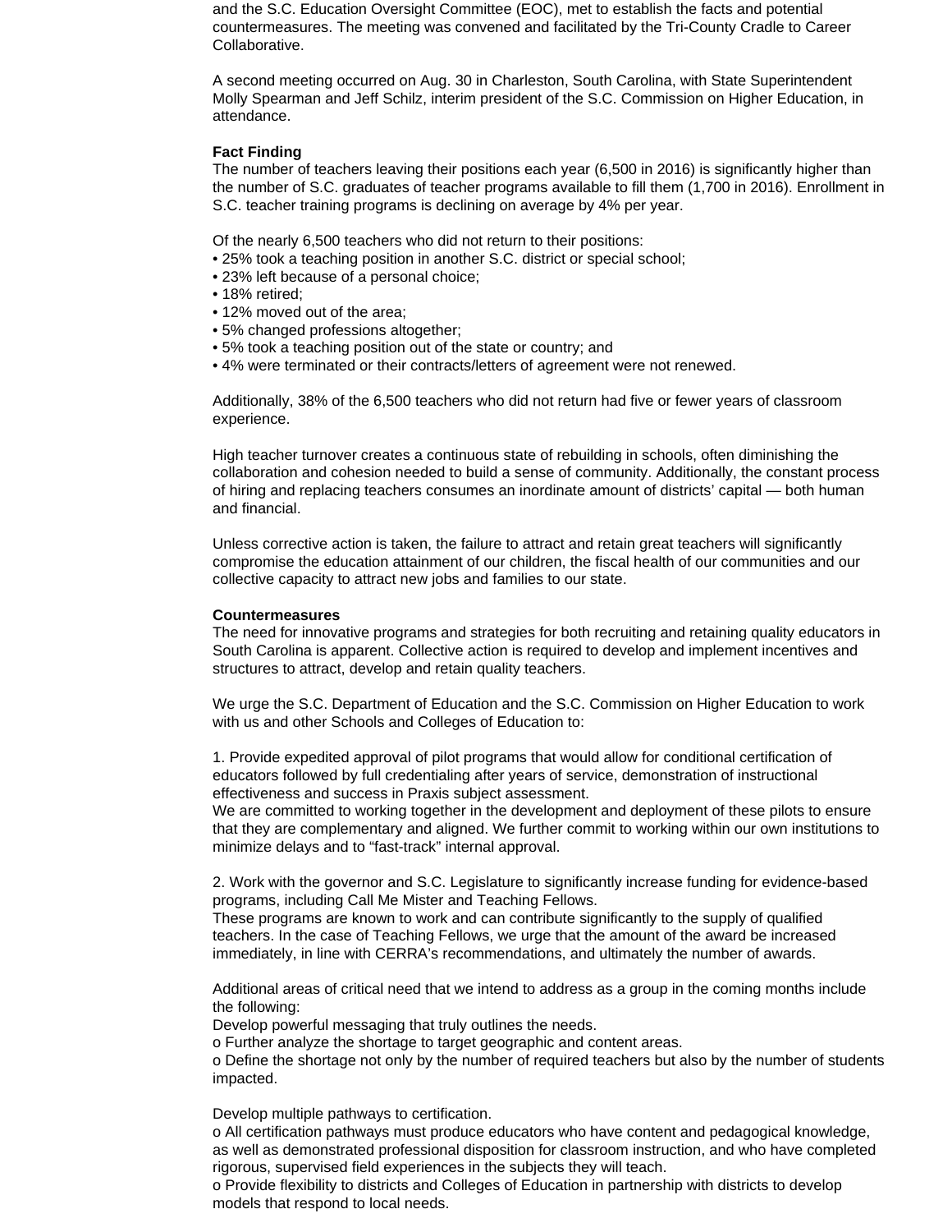and the S.C. Education Oversight Committee (EOC), met to establish the facts and potential countermeasures. The meeting was convened and facilitated by the Tri-County Cradle to Career Collaborative.

A second meeting occurred on Aug. 30 in Charleston, South Carolina, with State Superintendent Molly Spearman and Jeff Schilz, interim president of the S.C. Commission on Higher Education, in attendance.

**Fact Finding**
The number of teachers leaving their positions each year (6,500 in 2016) is significantly higher than the number of S.C. graduates of teacher programs available to fill them (1,700 in 2016). Enrollment in S.C. teacher training programs is declining on average by 4% per year.

Of the nearly 6,500 teachers who did not return to their positions:
- 25% took a teaching position in another S.C. district or special school;
- 23% left because of a personal choice;
- 18% retired;
- 12% moved out of the area;
- 5% changed professions altogether;
- 5% took a teaching position out of the state or country; and
- 4% were terminated or their contracts/letters of agreement were not renewed.

Additionally, 38% of the 6,500 teachers who did not return had five or fewer years of classroom experience.

High teacher turnover creates a continuous state of rebuilding in schools, often diminishing the collaboration and cohesion needed to build a sense of community. Additionally, the constant process of hiring and replacing teachers consumes an inordinate amount of districts' capital — both human and financial.

Unless corrective action is taken, the failure to attract and retain great teachers will significantly compromise the education attainment of our children, the fiscal health of our communities and our collective capacity to attract new jobs and families to our state.

**Countermeasures**
The need for innovative programs and strategies for both recruiting and retaining quality educators in South Carolina is apparent. Collective action is required to develop and implement incentives and structures to attract, develop and retain quality teachers.

We urge the S.C. Department of Education and the S.C. Commission on Higher Education to work with us and other Schools and Colleges of Education to:

1. Provide expedited approval of pilot programs that would allow for conditional certification of educators followed by full credentialing after years of service, demonstration of instructional effectiveness and success in Praxis subject assessment.
We are committed to working together in the development and deployment of these pilots to ensure that they are complementary and aligned. We further commit to working within our own institutions to minimize delays and to "fast-track" internal approval.

2. Work with the governor and S.C. Legislature to significantly increase funding for evidence-based programs, including Call Me Mister and Teaching Fellows.
These programs are known to work and can contribute significantly to the supply of qualified teachers. In the case of Teaching Fellows, we urge that the amount of the award be increased immediately, in line with CERRA's recommendations, and ultimately the number of awards.

Additional areas of critical need that we intend to address as a group in the coming months include the following:
Develop powerful messaging that truly outlines the needs.
o Further analyze the shortage to target geographic and content areas.
o Define the shortage not only by the number of required teachers but also by the number of students impacted.

Develop multiple pathways to certification.
o All certification pathways must produce educators who have content and pedagogical knowledge, as well as demonstrated professional disposition for classroom instruction, and who have completed rigorous, supervised field experiences in the subjects they will teach.
o Provide flexibility to districts and Colleges of Education in partnership with districts to develop models that respond to local needs.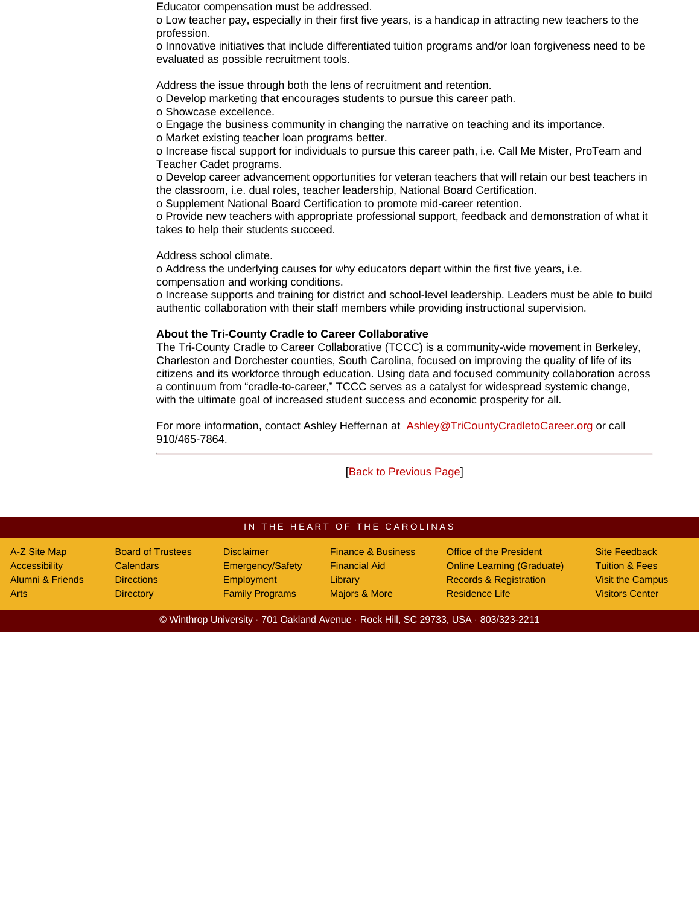Educator compensation must be addressed.
o Low teacher pay, especially in their first five years, is a handicap in attracting new teachers to the profession.
o Innovative initiatives that include differentiated tuition programs and/or loan forgiveness need to be evaluated as possible recruitment tools.

Address the issue through both the lens of recruitment and retention.
o Develop marketing that encourages students to pursue this career path.
o Showcase excellence.
o Engage the business community in changing the narrative on teaching and its importance.
o Market existing teacher loan programs better.
o Increase fiscal support for individuals to pursue this career path, i.e. Call Me Mister, ProTeam and Teacher Cadet programs.
o Develop career advancement opportunities for veteran teachers that will retain our best teachers in the classroom, i.e. dual roles, teacher leadership, National Board Certification.
o Supplement National Board Certification to promote mid-career retention.
o Provide new teachers with appropriate professional support, feedback and demonstration of what it takes to help their students succeed.

Address school climate.
o Address the underlying causes for why educators depart within the first five years, i.e. compensation and working conditions.
o Increase supports and training for district and school-level leadership. Leaders must be able to build authentic collaboration with their staff members while providing instructional supervision.

**About the Tri-County Cradle to Career Collaborative**
The Tri-County Cradle to Career Collaborative (TCCC) is a community-wide movement in Berkeley, Charleston and Dorchester counties, South Carolina, focused on improving the quality of life of its citizens and its workforce through education. Using data and focused community collaboration across a continuum from "cradle-to-career," TCCC serves as a catalyst for widespread systemic change, with the ultimate goal of increased student success and economic prosperity for all.

For more information, contact Ashley Heffernan at Ashley@TriCountyCradletoCareer.org or call 910/465-7864.

---

[Back to Previous Page]

IN THE HEART OF THE CAROLINAS

A-Z Site Map
Accessibility
Alumni & Friends
Arts
Board of Trustees
Calendars
Directions
Directory
Disclaimer
Emergency/Safety
Employment
Family Programs
Finance & Business
Financial Aid
Library
Majors & More
Office of the President
Online Learning (Graduate)
Records & Registration
Residence Life
Site Feedback
Tuition & Fees
Visit the Campus
Visitors Center

© Winthrop University · 701 Oakland Avenue · Rock Hill, SC 29733, USA · 803/323-2211